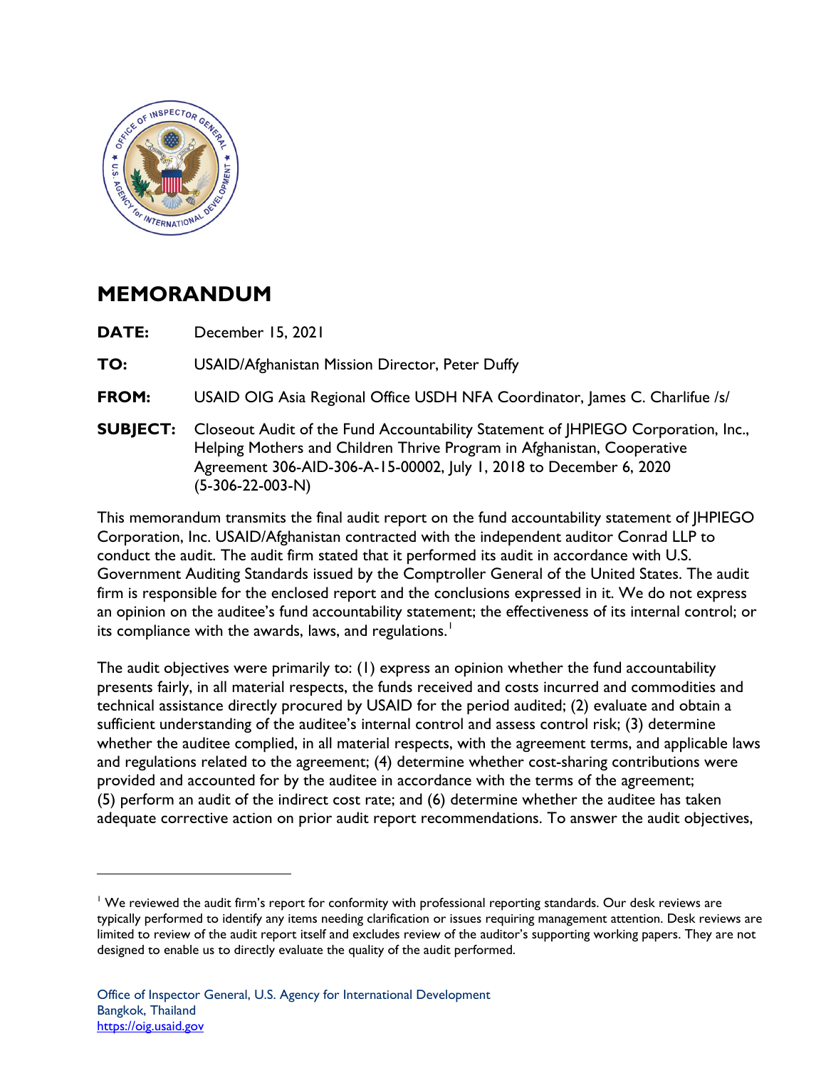# MEMORANDUM

**DATE:** December 15, 2021

**TO:** USAID/Afghanistan Mission Director, Peter Duffy

**FROM:** USAID OIG Asia Regional Office USDH NFA Coordinator, James C. Charlifue /s/

**SUBJECT:** Closeout Audit of the Fund Accountability Statement of JHPIEGO Corporation, Inc., Helping Mothers and Children Thrive Program in Afghanistan, Cooperative Agreement 306-AID-306-A-15-00002, July 1, 2018 to December 6, 2020 (5-306-22-003-N)

This memorandum transmits the final audit report on the fund accountability statement of JHPIEGO Corporation, Inc. USAID/Afghanistan contracted with the independent auditor Conrad LLP to conduct the audit. The audit firm stated that it performed its audit in accordance with U.S. Government Auditing Standards issued by the Comptroller General of the United States. The audit firm is responsible for the enclosed report and the conclusions expressed in it. We do not express an opinion on the auditee's fund accountability statement; the effectiveness of its internal control; or its compliance with the awards, laws, and regulations.[1]

The audit objectives were primarily to: (1) express an opinion whether the fund accountability presents fairly, in all material respects, the funds received and costs incurred and commodities and technical assistance directly procured by USAID for the period audited; (2) evaluate and obtain a sufficient understanding of the auditee's internal control and assess control risk; (3) determine whether the auditee complied, in all material respects, with the agreement terms, and applicable laws and regulations related to the agreement; (4) determine whether cost-sharing contributions were provided and accounted for by the auditee in accordance with the terms of the agreement; (5) perform an audit of the indirect cost rate; and (6) determine whether the auditee has taken adequate corrective action on prior audit report recommendations. To answer the audit objectives,

[1] We reviewed the audit firm's report for conformity with professional reporting standards. Our desk reviews are typically performed to identify any items needing clarification or issues requiring management attention. Desk reviews are limited to review of the audit report itself and excludes review of the auditor's supporting working papers. They are not designed to enable us to directly evaluate the quality of the audit performed.

Office of Inspector General, U.S. Agency for International Development
Bangkok, Thailand
https://oig.usaid.gov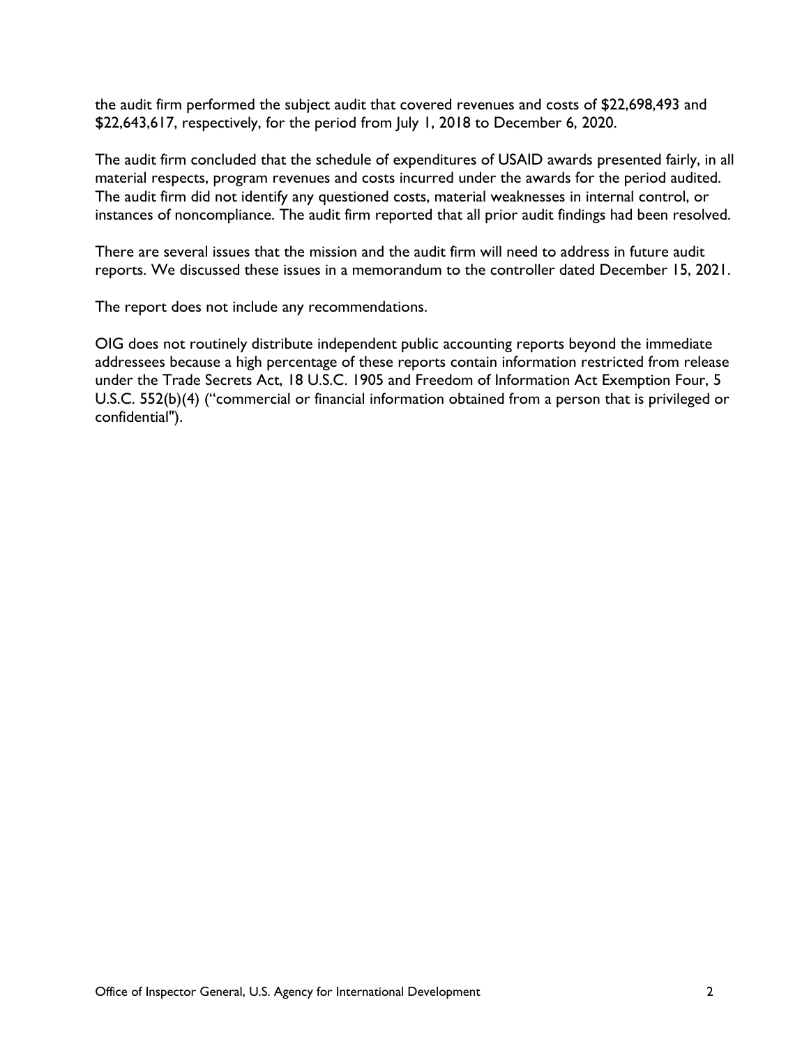the audit firm performed the subject audit that covered revenues and costs of $22,698,493 and $22,643,617, respectively, for the period from July 1, 2018 to December 6, 2020.

The audit firm concluded that the schedule of expenditures of USAID awards presented fairly, in all material respects, program revenues and costs incurred under the awards for the period audited. The audit firm did not identify any questioned costs, material weaknesses in internal control, or instances of noncompliance. The audit firm reported that all prior audit findings had been resolved.

There are several issues that the mission and the audit firm will need to address in future audit reports. We discussed these issues in a memorandum to the controller dated December 15, 2021.

The report does not include any recommendations.

OIG does not routinely distribute independent public accounting reports beyond the immediate addressees because a high percentage of these reports contain information restricted from release under the Trade Secrets Act, 18 U.S.C. 1905 and Freedom of Information Act Exemption Four, 5 U.S.C. 552(b)(4) ("commercial or financial information obtained from a person that is privileged or confidential").